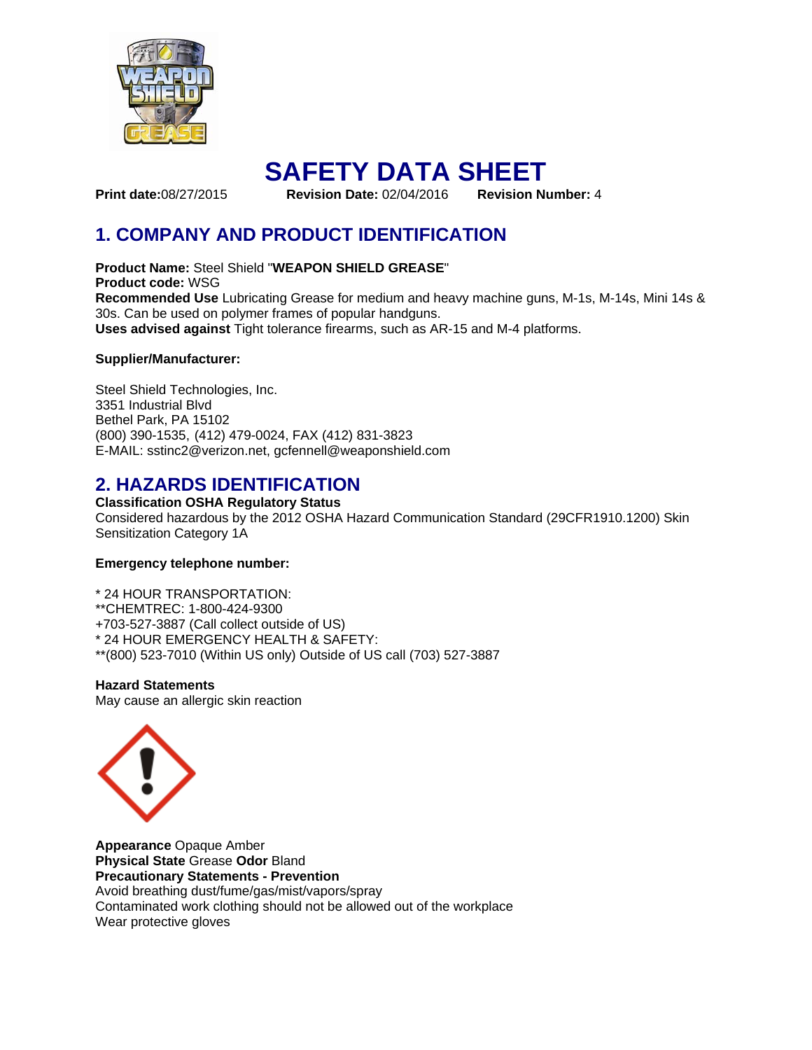# SAFETY DATA SHEET

**Print date:**08/27/2015 **Revision Date:** 02/04/2016 **Revision Number:** 4

## 1. COMPANY AND PRODUCT IDENTIFICATION

**Product Name:** Steel Shield "**WEAPON SHIELD GREASE**"
**Product code:** WSG
**Recommended Use** Lubricating Grease for medium and heavy machine guns, M-1s, M-14s, Mini 14s & 30s. Can be used on polymer frames of popular handguns.
**Uses advised against** Tight tolerance firearms, such as AR-15 and M-4 platforms.

**Supplier/Manufacturer:**

Steel Shield Technologies, Inc.
3351 Industrial Blvd
Bethel Park, PA 15102
(800) 390-1535, (412) 479-0024, FAX (412) 831-3823
E-MAIL: sstinc2@verizon.net, gcfennell@weaponshield.com

## 2. HAZARDS IDENTIFICATION

**Classification OSHA Regulatory Status**
Considered hazardous by the 2012 OSHA Hazard Communication Standard (29CFR1910.1200) Skin Sensitization Category 1A

**Emergency telephone number:**

* 24 HOUR TRANSPORTATION:
**CHEMTREC: 1-800-424-9300
+703-527-3887 (Call collect outside of US)
* 24 HOUR EMERGENCY HEALTH & SAFETY:
**(800) 523-7010 (Within US only) Outside of US call (703) 527-3887

**Hazard Statements**
May cause an allergic skin reaction

**Appearance** Opaque Amber
**Physical State** Grease **Odor** Bland
**Precautionary Statements - Prevention**
Avoid breathing dust/fume/gas/mist/vapors/spray
Contaminated work clothing should not be allowed out of the workplace
Wear protective gloves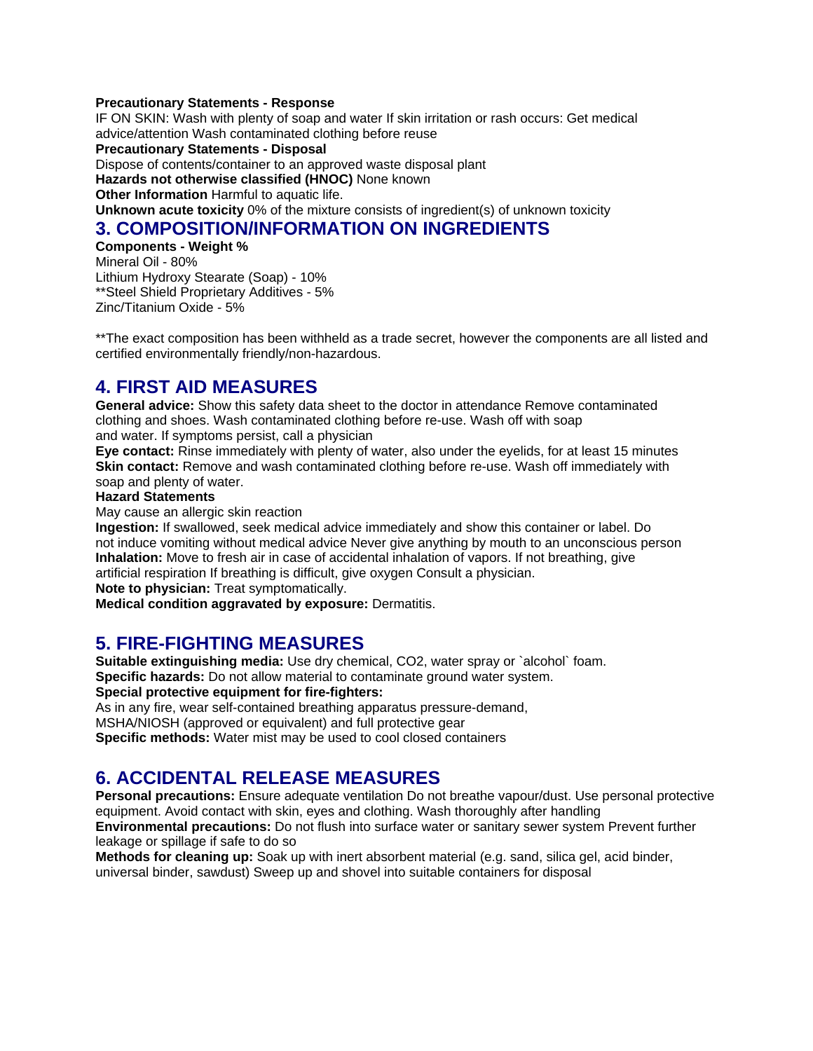**Precautionary Statements - Response**

IF ON SKIN: Wash with plenty of soap and water If skin irritation or rash occurs: Get medical advice/attention Wash contaminated clothing before reuse

**Precautionary Statements - Disposal**

Dispose of contents/container to an approved waste disposal plant

**Hazards not otherwise classified (HNOC)** None known

**Other Information** Harmful to aquatic life.

**Unknown acute toxicity** 0% of the mixture consists of ingredient(s) of unknown toxicity

## 3. COMPOSITION/INFORMATION ON INGREDIENTS

**Components - Weight %**

Mineral Oil - 80%
Lithium Hydroxy Stearate (Soap) - 10%
**Steel Shield Proprietary Additives - 5%
Zinc/Titanium Oxide - 5%

**The exact composition has been withheld as a trade secret, however the components are all listed and certified environmentally friendly/non-hazardous.

## 4. FIRST AID MEASURES

**General advice:** Show this safety data sheet to the doctor in attendance Remove contaminated clothing and shoes. Wash contaminated clothing before re-use. Wash off with soap and water. If symptoms persist, call a physician

**Eye contact:** Rinse immediately with plenty of water, also under the eyelids, for at least 15 minutes

**Skin contact:** Remove and wash contaminated clothing before re-use. Wash off immediately with soap and plenty of water.

**Hazard Statements**

May cause an allergic skin reaction

**Ingestion:** If swallowed, seek medical advice immediately and show this container or label. Do not induce vomiting without medical advice Never give anything by mouth to an unconscious person

**Inhalation:** Move to fresh air in case of accidental inhalation of vapors. If not breathing, give artificial respiration If breathing is difficult, give oxygen Consult a physician.

**Note to physician:** Treat symptomatically.

**Medical condition aggravated by exposure:** Dermatitis.

## 5. FIRE-FIGHTING MEASURES

**Suitable extinguishing media:** Use dry chemical, CO2, water spray or `alcohol` foam.

**Specific hazards:** Do not allow material to contaminate ground water system.

**Special protective equipment for fire-fighters:**

As in any fire, wear self-contained breathing apparatus pressure-demand, MSHA/NIOSH (approved or equivalent) and full protective gear

**Specific methods:** Water mist may be used to cool closed containers

## 6. ACCIDENTAL RELEASE MEASURES

**Personal precautions:** Ensure adequate ventilation Do not breathe vapour/dust. Use personal protective equipment. Avoid contact with skin, eyes and clothing. Wash thoroughly after handling

**Environmental precautions:** Do not flush into surface water or sanitary sewer system Prevent further leakage or spillage if safe to do so

**Methods for cleaning up:** Soak up with inert absorbent material (e.g. sand, silica gel, acid binder, universal binder, sawdust) Sweep up and shovel into suitable containers for disposal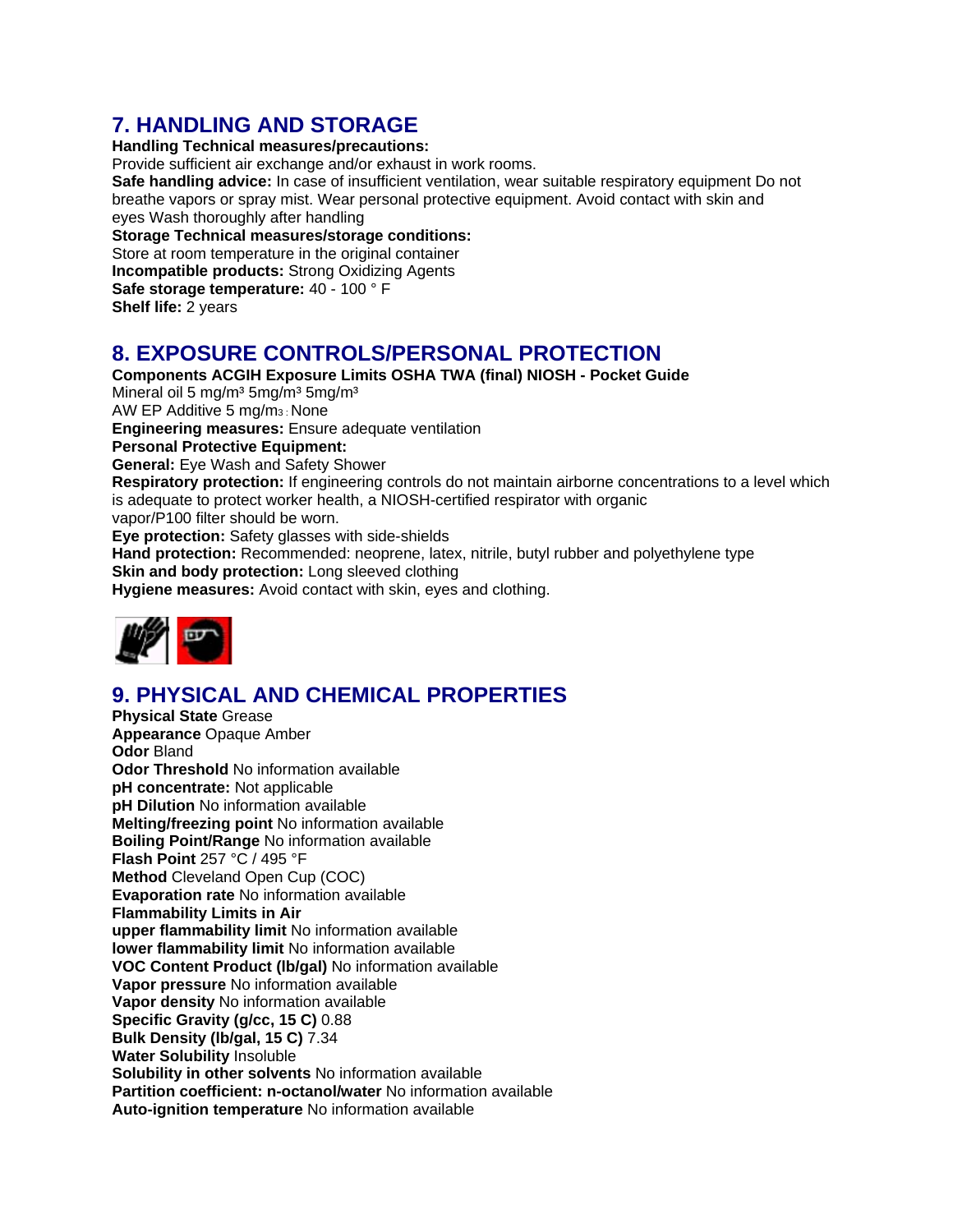## 7. HANDLING AND STORAGE

**Handling Technical measures/precautions:**
Provide sufficient air exchange and/or exhaust in work rooms.
**Safe handling advice:** In case of insufficient ventilation, wear suitable respiratory equipment Do not breathe vapors or spray mist. Wear personal protective equipment. Avoid contact with skin and eyes Wash thoroughly after handling
**Storage Technical measures/storage conditions:**
Store at room temperature in the original container
**Incompatible products:** Strong Oxidizing Agents
**Safe storage temperature:** 40 - 100 ° F
**Shelf life:** 2 years

## 8. EXPOSURE CONTROLS/PERSONAL PROTECTION

**Components ACGIH Exposure Limits OSHA TWA (final) NIOSH - Pocket Guide**
Mineral oil 5 mg/m³ 5mg/m³ 5mg/m³
AW EP Additive 5 mg/m3 : None
**Engineering measures:** Ensure adequate ventilation
**Personal Protective Equipment:**
**General:** Eye Wash and Safety Shower
**Respiratory protection:** If engineering controls do not maintain airborne concentrations to a level which is adequate to protect worker health, a NIOSH-certified respirator with organic vapor/P100 filter should be worn.
**Eye protection:** Safety glasses with side-shields
**Hand protection:** Recommended: neoprene, latex, nitrile, butyl rubber and polyethylene type
**Skin and body protection:** Long sleeved clothing
**Hygiene measures:** Avoid contact with skin, eyes and clothing.

## 9. PHYSICAL AND CHEMICAL PROPERTIES

**Physical State** Grease
**Appearance** Opaque Amber
**Odor** Bland
**Odor Threshold** No information available
**pH concentrate:** Not applicable
**pH Dilution** No information available
**Melting/freezing point** No information available
**Boiling Point/Range** No information available
**Flash Point** 257 °C / 495 °F
**Method** Cleveland Open Cup (COC)
**Evaporation rate** No information available
**Flammability Limits in Air**
**upper flammability limit** No information available
**lower flammability limit** No information available
**VOC Content Product (lb/gal)** No information available
**Vapor pressure** No information available
**Vapor density** No information available
**Specific Gravity (g/cc, 15 C)** 0.88
**Bulk Density (lb/gal, 15 C)** 7.34
**Water Solubility** Insoluble
**Solubility in other solvents** No information available
**Partition coefficient: n-octanol/water** No information available
**Auto-ignition temperature** No information available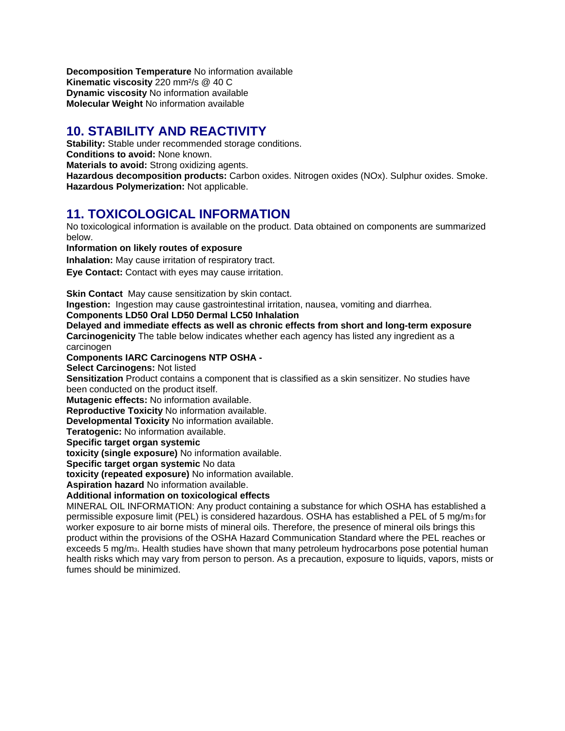**Decomposition Temperature** No information available
**Kinematic viscosity** 220 mm²/s @ 40 C
**Dynamic viscosity** No information available
**Molecular Weight** No information available

## 10. STABILITY AND REACTIVITY

**Stability:** Stable under recommended storage conditions.
**Conditions to avoid:** None known.
**Materials to avoid:** Strong oxidizing agents.
**Hazardous decomposition products:** Carbon oxides. Nitrogen oxides (NOx). Sulphur oxides. Smoke.
**Hazardous Polymerization:** Not applicable.

## 11. TOXICOLOGICAL INFORMATION

No toxicological information is available on the product. Data obtained on components are summarized below.

**Information on likely routes of exposure**

**Inhalation:** May cause irritation of respiratory tract.

**Eye Contact:** Contact with eyes may cause irritation.

**Skin Contact** May cause sensitization by skin contact.
**Ingestion:** Ingestion may cause gastrointestinal irritation, nausea, vomiting and diarrhea.
**Components LD50 Oral LD50 Dermal LC50 Inhalation**
**Delayed and immediate effects as well as chronic effects from short and long-term exposure**
**Carcinogenicity** The table below indicates whether each agency has listed any ingredient as a carcinogen
**Components IARC Carcinogens NTP OSHA -**
**Select Carcinogens:** Not listed
**Sensitization** Product contains a component that is classified as a skin sensitizer. No studies have been conducted on the product itself.
**Mutagenic effects:** No information available.
**Reproductive Toxicity** No information available.
**Developmental Toxicity** No information available.
**Teratogenic:** No information available.
**Specific target organ systemic**
**toxicity (single exposure)** No information available.
**Specific target organ systemic** No data
**toxicity (repeated exposure)** No information available.
**Aspiration hazard** No information available.
**Additional information on toxicological effects**
MINERAL OIL INFORMATION: Any product containing a substance for which OSHA has established a permissible exposure limit (PEL) is considered hazardous. OSHA has established a PEL of 5 mg/m$^3$ for worker exposure to air borne mists of mineral oils. Therefore, the presence of mineral oils brings this product within the provisions of the OSHA Hazard Communication Standard where the PEL reaches or exceeds 5 mg/m$^3$. Health studies have shown that many petroleum hydrocarbons pose potential human health risks which may vary from person to person. As a precaution, exposure to liquids, vapors, mists or fumes should be minimized.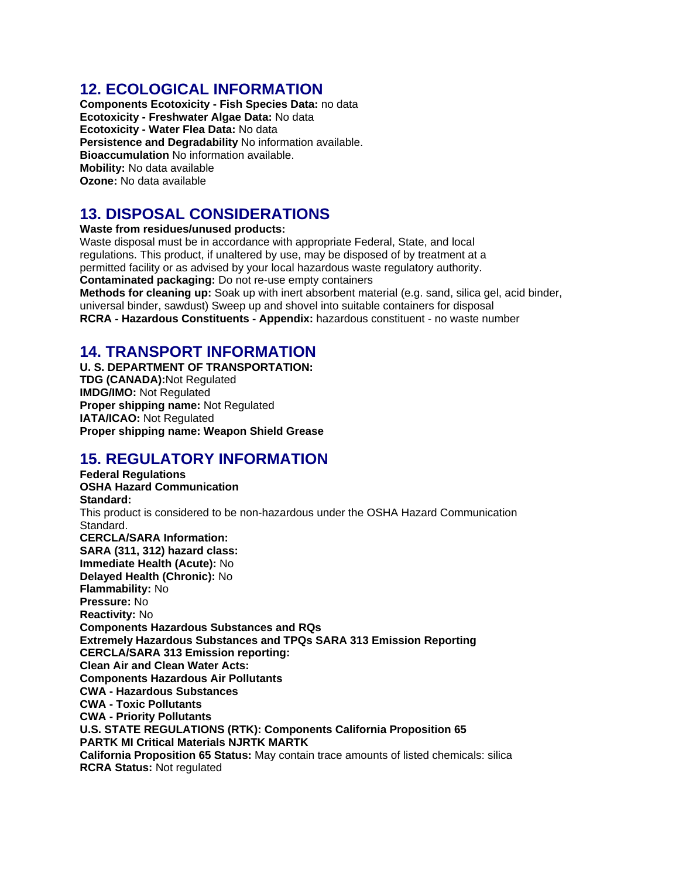## 12. ECOLOGICAL INFORMATION

**Components Ecotoxicity - Fish Species Data:** no data
**Ecotoxicity - Freshwater Algae Data:** No data
**Ecotoxicity - Water Flea Data:** No data
**Persistence and Degradability** No information available.
**Bioaccumulation** No information available.
**Mobility:** No data available
**Ozone:** No data available

## 13. DISPOSAL CONSIDERATIONS

**Waste from residues/unused products:**
Waste disposal must be in accordance with appropriate Federal, State, and local regulations. This product, if unaltered by use, may be disposed of by treatment at a permitted facility or as advised by your local hazardous waste regulatory authority.
**Contaminated packaging:** Do not re-use empty containers
**Methods for cleaning up:** Soak up with inert absorbent material (e.g. sand, silica gel, acid binder, universal binder, sawdust) Sweep up and shovel into suitable containers for disposal
**RCRA - Hazardous Constituents - Appendix:** hazardous constituent - no waste number

## 14. TRANSPORT INFORMATION

**U. S. DEPARTMENT OF TRANSPORTATION:**
**TDG (CANADA):**Not Regulated
**IMDG/IMO:** Not Regulated
**Proper shipping name:** Not Regulated
**IATA/ICAO:** Not Regulated
**Proper shipping name: Weapon Shield Grease**

## 15. REGULATORY INFORMATION

**Federal Regulations**
**OSHA Hazard Communication**
**Standard:**
This product is considered to be non-hazardous under the OSHA Hazard Communication Standard.
**CERCLA/SARA Information:**
**SARA (311, 312) hazard class:**
**Immediate Health (Acute):** No
**Delayed Health (Chronic):** No
**Flammability:** No
**Pressure:** No
**Reactivity:** No
**Components Hazardous Substances and RQs**
**Extremely Hazardous Substances and TPQs SARA 313 Emission Reporting**
**CERCLA/SARA 313 Emission reporting:**
**Clean Air and Clean Water Acts:**
**Components Hazardous Air Pollutants**
**CWA - Hazardous Substances**
**CWA - Toxic Pollutants**
**CWA - Priority Pollutants**
**U.S. STATE REGULATIONS (RTK): Components California Proposition 65**
**PARTK MI Critical Materials NJRTK MARTK**
**California Proposition 65 Status:** May contain trace amounts of listed chemicals: silica
**RCRA Status:** Not regulated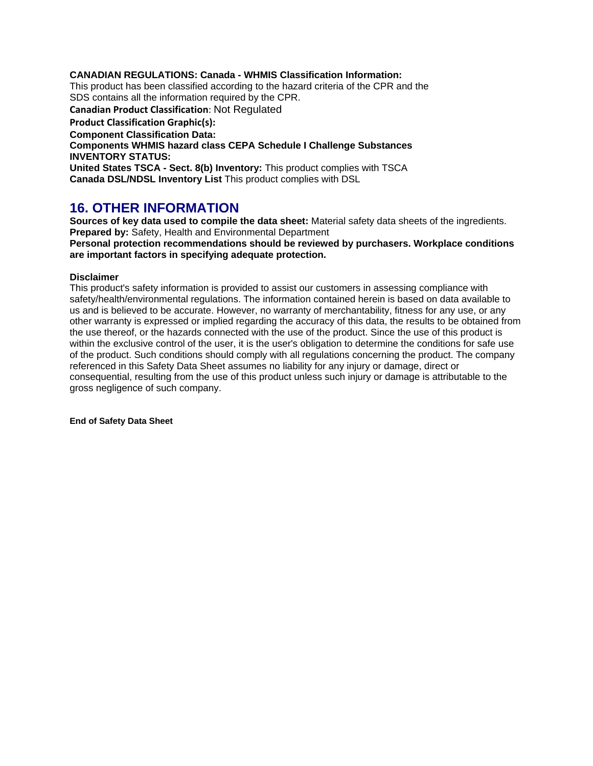**CANADIAN REGULATIONS: Canada - WHMIS Classification Information:**
This product has been classified according to the hazard criteria of the CPR and the SDS contains all the information required by the CPR.

**Canadian Product Classification**: Not Regulated

**Product Classification Graphic(s):**

**Component Classification Data:**

**Components WHMIS hazard class CEPA Schedule I Challenge Substances**

**INVENTORY STATUS:**

**United States TSCA - Sect. 8(b) Inventory:** This product complies with TSCA

**Canada DSL/NDSL Inventory List** This product complies with DSL

## 16. OTHER INFORMATION

**Sources of key data used to compile the data sheet:** Material safety data sheets of the ingredients.

**Prepared by:** Safety, Health and Environmental Department

**Personal protection recommendations should be reviewed by purchasers. Workplace conditions are important factors in specifying adequate protection.**

**Disclaimer**

This product's safety information is provided to assist our customers in assessing compliance with safety/health/environmental regulations. The information contained herein is based on data available to us and is believed to be accurate. However, no warranty of merchantability, fitness for any use, or any other warranty is expressed or implied regarding the accuracy of this data, the results to be obtained from the use thereof, or the hazards connected with the use of the product. Since the use of this product is within the exclusive control of the user, it is the user's obligation to determine the conditions for safe use of the product. Such conditions should comply with all regulations concerning the product. The company referenced in this Safety Data Sheet assumes no liability for any injury or damage, direct or consequential, resulting from the use of this product unless such injury or damage is attributable to the gross negligence of such company.

**End of Safety Data Sheet**